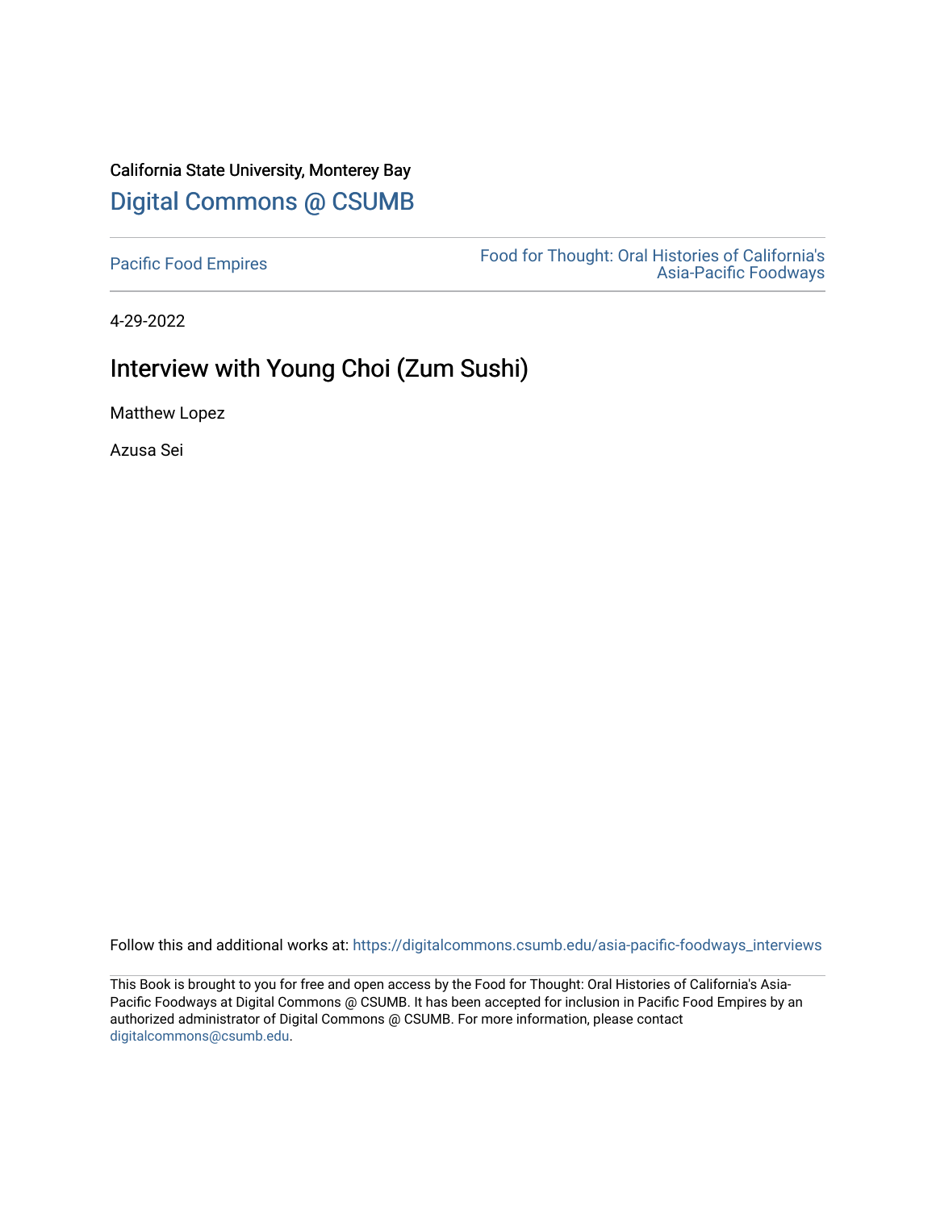California State University, Monterey Bay

Digital Commons @ CSUMB

Pacific Food Empires

Food for Thought: Oral Histories of California's Asia-Pacific Foodways

4-29-2022

# Interview with Young Choi (Zum Sushi)

Matthew Lopez

Azusa Sei

Follow this and additional works at: https://digitalcommons.csumb.edu/asia-pacific-foodways_interviews

This Book is brought to you for free and open access by the Food for Thought: Oral Histories of California's Asia-Pacific Foodways at Digital Commons @ CSUMB. It has been accepted for inclusion in Pacific Food Empires by an authorized administrator of Digital Commons @ CSUMB. For more information, please contact digitalcommons@csumb.edu.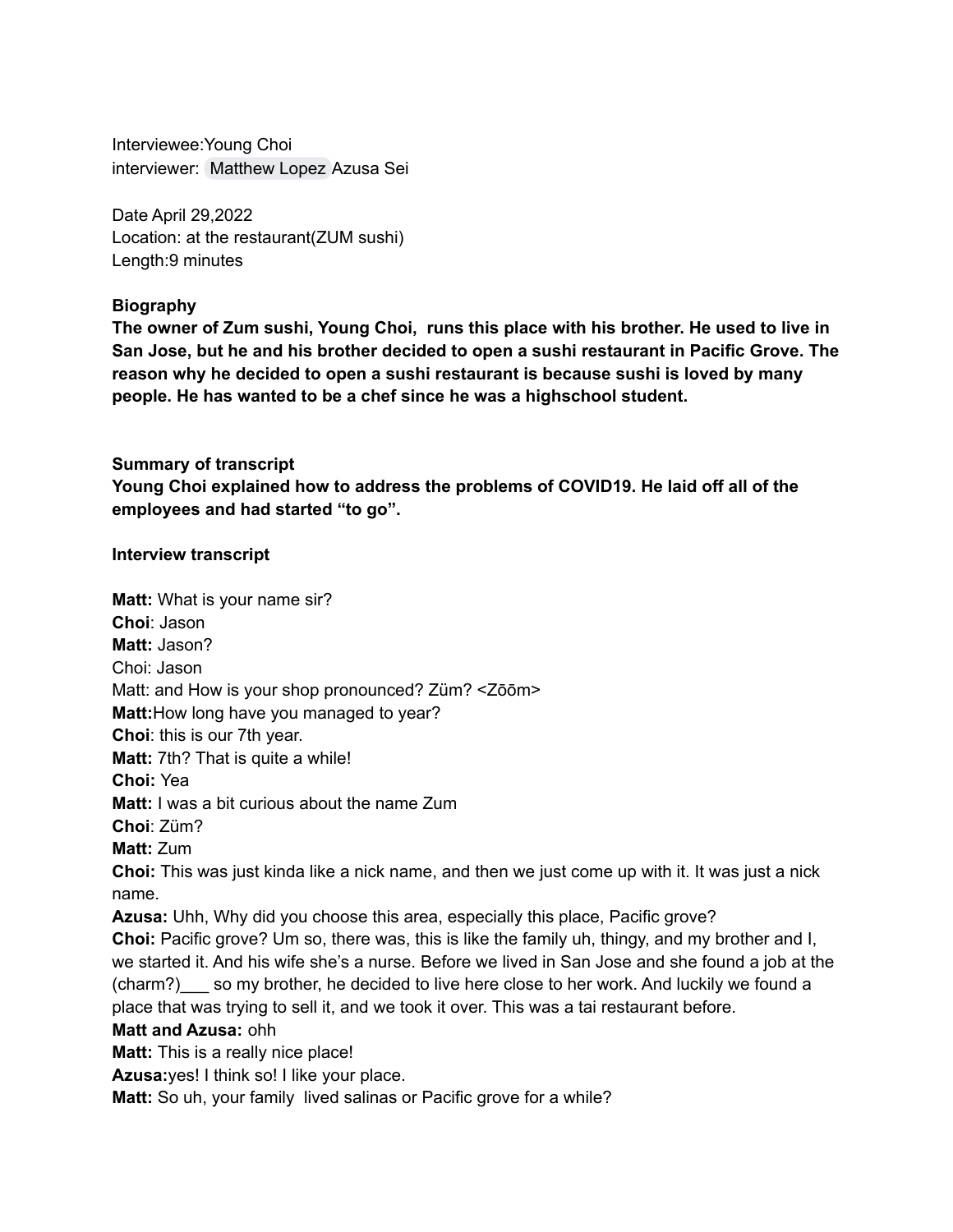Interviewee:Young Choi
interviewer: Matthew Lopez Azusa Sei

Date April 29,2022
Location: at the restaurant(ZUM sushi)
Length:9 minutes

**Biography**
**The owner of Zum sushi, Young Choi, runs this place with his brother. He used to live in San Jose, but he and his brother decided to open a sushi restaurant in Pacific Grove. The reason why he decided to open a sushi restaurant is because sushi is loved by many people. He has wanted to be a chef since he was a highschool student.**

**Summary of transcript**
**Young Choi explained how to address the problems of COVID19. He laid off all of the employees and had started "to go".**

**Interview transcript**

**Matt:** What is your name sir?
**Choi**: Jason
**Matt:** Jason?
Choi: Jason
Matt: and How is your shop pronounced? Züm? <Zōōm>
**Matt:**How long have you managed to year?
**Choi**: this is our 7th year.
**Matt:** 7th? That is quite a while!
**Choi:** Yea
**Matt:** I was a bit curious about the name Zum
**Choi**: Züm?
**Matt:** Zum
**Choi:** This was just kinda like a nick name, and then we just come up with it. It was just a nick name.
**Azusa:** Uhh, Why did you choose this area, especially this place, Pacific grove?
**Choi:** Pacific grove? Um so, there was, this is like the family uh, thingy, and my brother and I, we started it. And his wife she's a nurse. Before we lived in San Jose and she found a job at the (charm?)___ so my brother, he decided to live here close to her work. And luckily we found a place that was trying to sell it, and we took it over. This was a tai restaurant before.
**Matt and Azusa:** ohh
**Matt:** This is a really nice place!
**Azusa:**yes! I think so! I like your place.
**Matt:** So uh, your family lived salinas or Pacific grove for a while?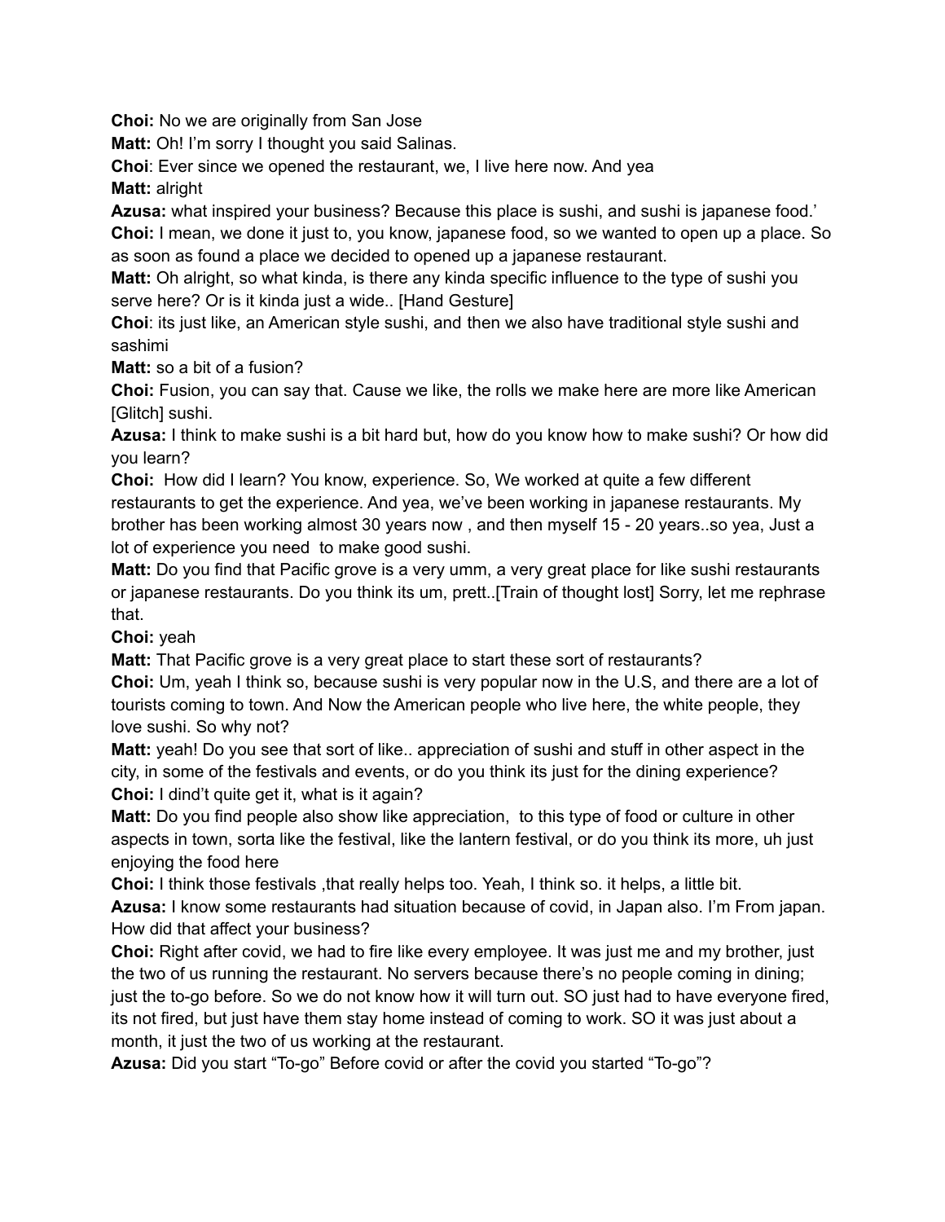**Choi:** No we are originally from San Jose

**Matt:** Oh! I'm sorry I thought you said Salinas.

**Choi**: Ever since we opened the restaurant, we, I live here now. And yea

**Matt:** alright

**Azusa:** what inspired your business? Because this place is sushi, and sushi is japanese food.'

**Choi:** I mean, we done it just to, you know, japanese food, so we wanted to open up a place. So as soon as found a place we decided to opened up a japanese restaurant.

**Matt:** Oh alright, so what kinda, is there any kinda specific influence to the type of sushi you serve here? Or is it kinda just a wide.. [Hand Gesture]

**Choi**: its just like, an American style sushi, and then we also have traditional style sushi and sashimi

**Matt:** so a bit of a fusion?

**Choi:** Fusion, you can say that. Cause we like, the rolls we make here are more like American [Glitch] sushi.

**Azusa:** I think to make sushi is a bit hard but, how do you know how to make sushi? Or how did you learn?

**Choi:** How did I learn? You know, experience. So, We worked at quite a few different restaurants to get the experience. And yea, we've been working in japanese restaurants. My brother has been working almost 30 years now , and then myself 15 - 20 years..so yea, Just a lot of experience you need to make good sushi.

**Matt:** Do you find that Pacific grove is a very umm, a very great place for like sushi restaurants or japanese restaurants. Do you think its um, prett..[Train of thought lost] Sorry, let me rephrase that.

**Choi:** yeah

**Matt:** That Pacific grove is a very great place to start these sort of restaurants?

**Choi:** Um, yeah I think so, because sushi is very popular now in the U.S, and there are a lot of tourists coming to town. And Now the American people who live here, the white people, they love sushi. So why not?

**Matt:** yeah! Do you see that sort of like.. appreciation of sushi and stuff in other aspect in the city, in some of the festivals and events, or do you think its just for the dining experience?

**Choi:** I dind't quite get it, what is it again?

**Matt:** Do you find people also show like appreciation, to this type of food or culture in other aspects in town, sorta like the festival, like the lantern festival, or do you think its more, uh just enjoying the food here

**Choi:** I think those festivals ,that really helps too. Yeah, I think so. it helps, a little bit.

**Azusa:** I know some restaurants had situation because of covid, in Japan also. I'm From japan. How did that affect your business?

**Choi:** Right after covid, we had to fire like every employee. It was just me and my brother, just the two of us running the restaurant. No servers because there's no people coming in dining; just the to-go before. So we do not know how it will turn out. SO just had to have everyone fired, its not fired, but just have them stay home instead of coming to work. SO it was just about a month, it just the two of us working at the restaurant.

**Azusa:** Did you start "To-go" Before covid or after the covid you started "To-go"?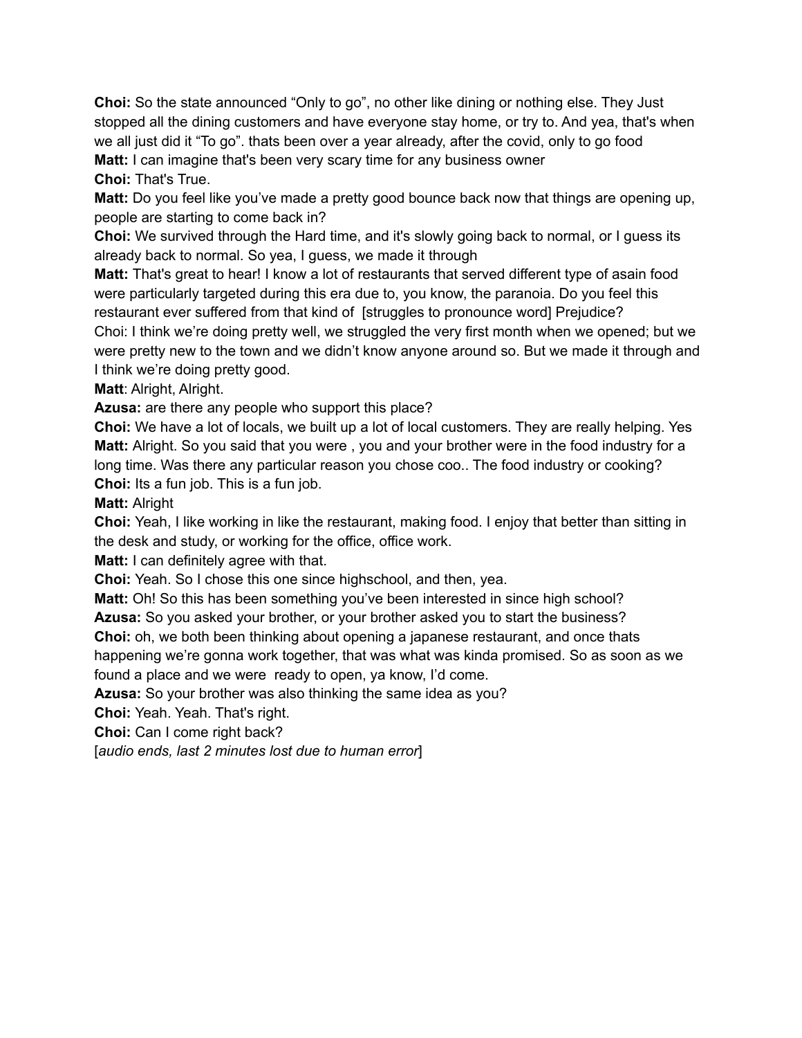**Choi:** So the state announced “Only to go”, no other like dining or nothing else. They Just stopped all the dining customers and have everyone stay home, or try to. And yea, that's when we all just did it “To go”. thats been over a year already, after the covid, only to go food

**Matt:** I can imagine that's been very scary time for any business owner

**Choi:** That's True.

**Matt:** Do you feel like you’ve made a pretty good bounce back now that things are opening up, people are starting to come back in?

**Choi:** We survived through the Hard time, and it's slowly going back to normal, or I guess its already back to normal. So yea, I guess, we made it through

**Matt:** That's great to hear! I know a lot of restaurants that served different type of asain food were particularly targeted during this era due to, you know, the paranoia. Do you feel this restaurant ever suffered from that kind of [struggles to pronounce word] Prejudice?

Choi: I think we’re doing pretty well, we struggled the very first month when we opened; but we were pretty new to the town and we didn’t know anyone around so. But we made it through and I think we’re doing pretty good.

**Matt**: Alright, Alright.

**Azusa:** are there any people who support this place?

**Choi:** We have a lot of locals, we built up a lot of local customers. They are really helping. Yes

**Matt:** Alright. So you said that you were , you and your brother were in the food industry for a long time. Was there any particular reason you chose coo.. The food industry or cooking?

**Choi:** Its a fun job. This is a fun job.

**Matt:** Alright

**Choi:** Yeah, I like working in like the restaurant, making food. I enjoy that better than sitting in the desk and study, or working for the office, office work.

**Matt:** I can definitely agree with that.

**Choi:** Yeah. So I chose this one since highschool, and then, yea.

**Matt:** Oh! So this has been something you’ve been interested in since high school?

**Azusa:** So you asked your brother, or your brother asked you to start the business?

**Choi:** oh, we both been thinking about opening a japanese restaurant, and once thats happening we’re gonna work together, that was what was kinda promised. So as soon as we found a place and we were ready to open, ya know, I’d come.

**Azusa:** So your brother was also thinking the same idea as you?

**Choi:** Yeah. Yeah. That's right.

**Choi:** Can I come right back?

[*audio ends, last 2 minutes lost due to human error*]